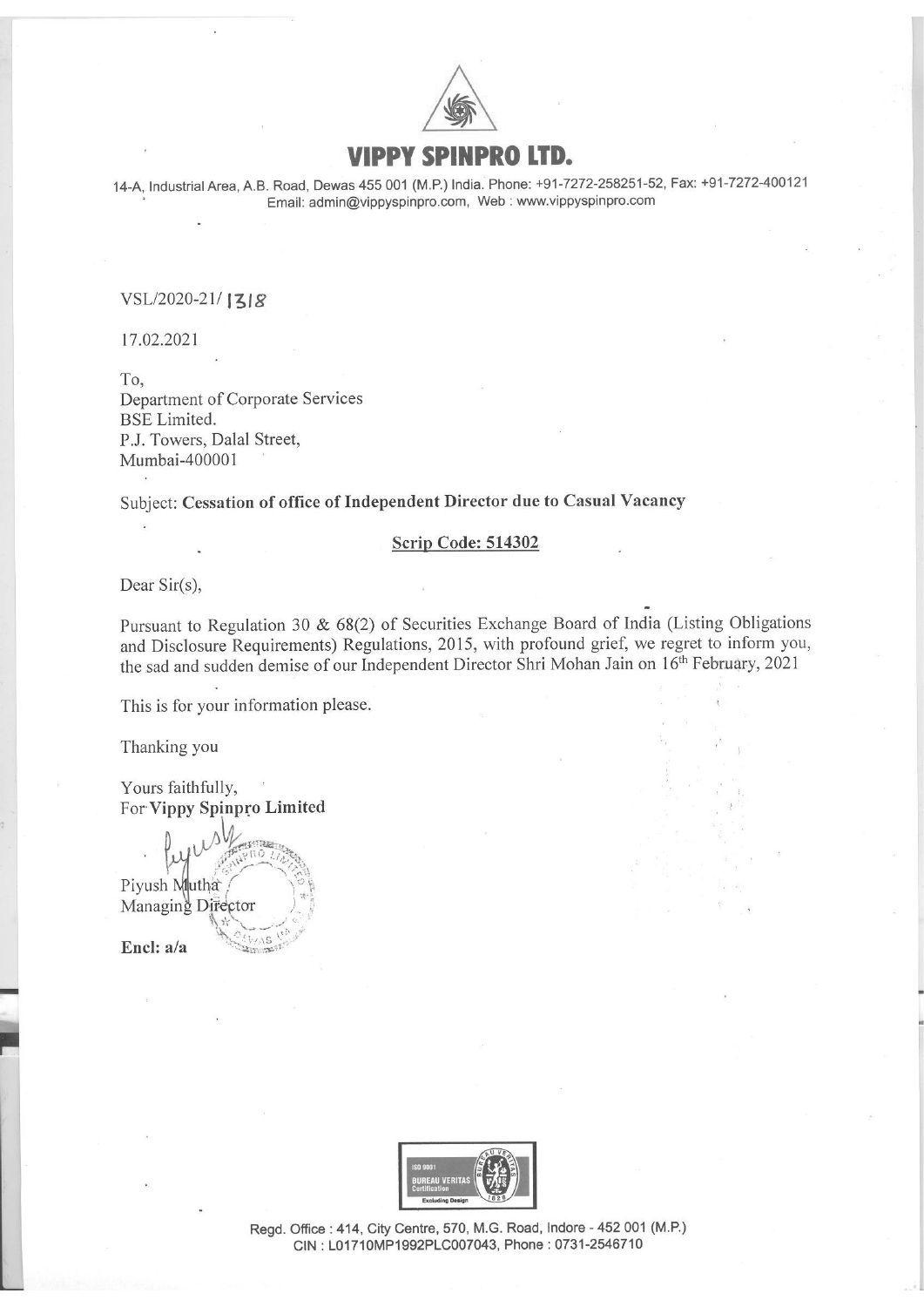# VIPPY SPINPRO LTD.

14-A, Industrial Area, A.B. Road, Dewas 455 001 (M.P.) India. Phone: +91-7272-258251-52, Fax: +91-7272-400121
Email: admin@vippyspinpro.com, Web : www.vippyspinpro.com

VSL/2020-21/ 1318

17.02.2021

To,
Department of Corporate Services
BSE Limited.
P.J. Towers, Dalal Street,
Mumbai-400001

Subject: **Cessation of office of Independent Director due to Casual Vacancy**

**Scrip Code: 514302**

Dear Sir(s),

Pursuant to Regulation 30 & 68(2) of Securities Exchange Board of India (Listing Obligations and Disclosure Requirements) Regulations, 2015, with profound grief, we regret to inform you, the sad and sudden demise of our Independent Director Shri Mohan Jain on 16th February, 2021

This is for your information please.

Thanking you

Yours faithfully,
For **Vippy Spinpro Limited**

Piyush Mutha
Managing Director

**Encl: a/a**

Regd. Office : 414, City Centre, 570, M.G. Road, Indore - 452 001 (M.P.)
CIN : L01710MP1992PLC007043, Phone : 0731-2546710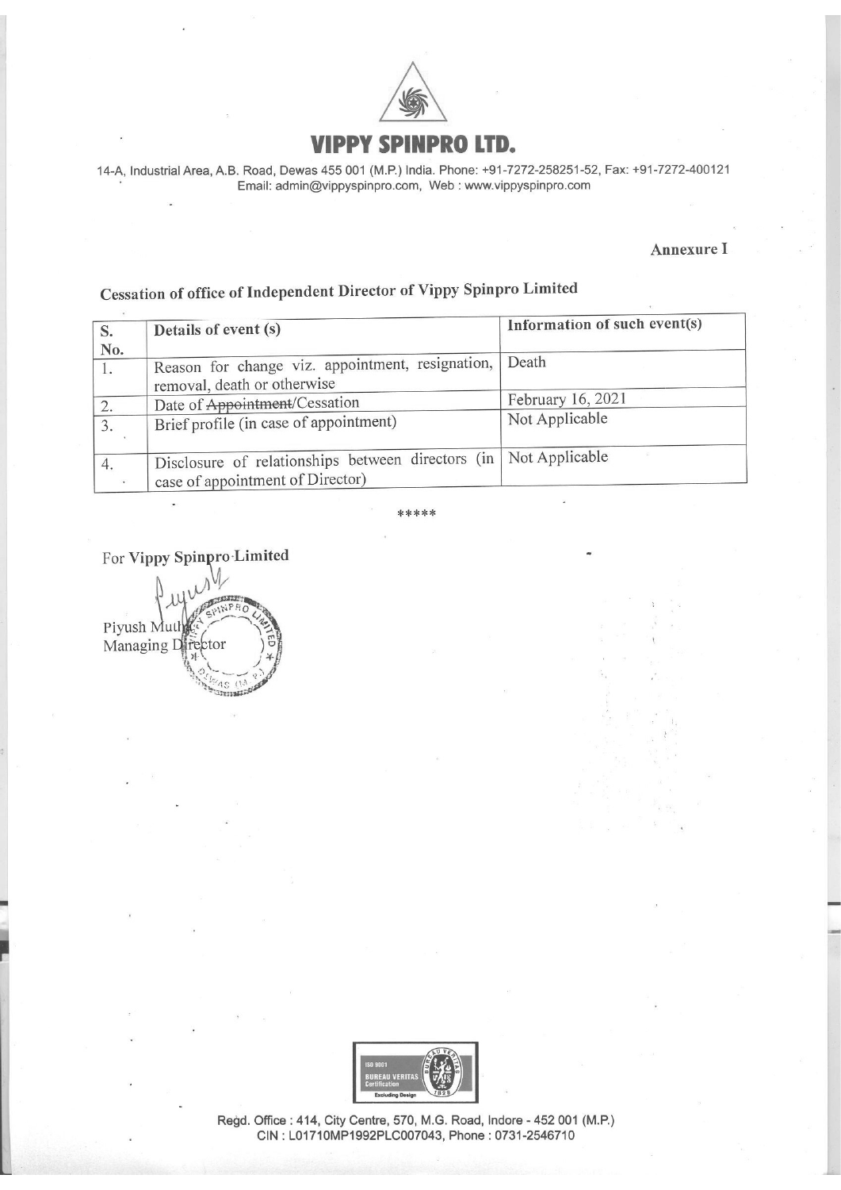# VIPPY SPINPRO LTD.

14-A, Industrial Area, A.B. Road, Dewas 455 001 (M.P.) India. Phone: +91-7272-258251-52, Fax: +91-7272-400121
Email: admin@vippyspinpro.com, Web : www.vippyspinpro.com

**Annexure I**

## Cessation of office of Independent Director of Vippy Spinpro Limited

| S. No. | Details of event (s) | Information of such event(s) |
|---|---|---|
| 1. | Reason for change viz. appointment, resignation, removal, death or otherwise | Death |
| 2. | Date of ~~Appointment~~/Cessation | February 16, 2021 |
| 3. | Brief profile (in case of appointment) | Not Applicable |
| 4. | Disclosure of relationships between directors (in case of appointment of Director) | Not Applicable |

*****

For **Vippy Spinpro Limited**

Piyush Mutha
Managing Director

Regd. Office : 414, City Centre, 570, M.G. Road, Indore - 452 001 (M.P.)
CIN : L01710MP1992PLC007043, Phone : 0731-2546710